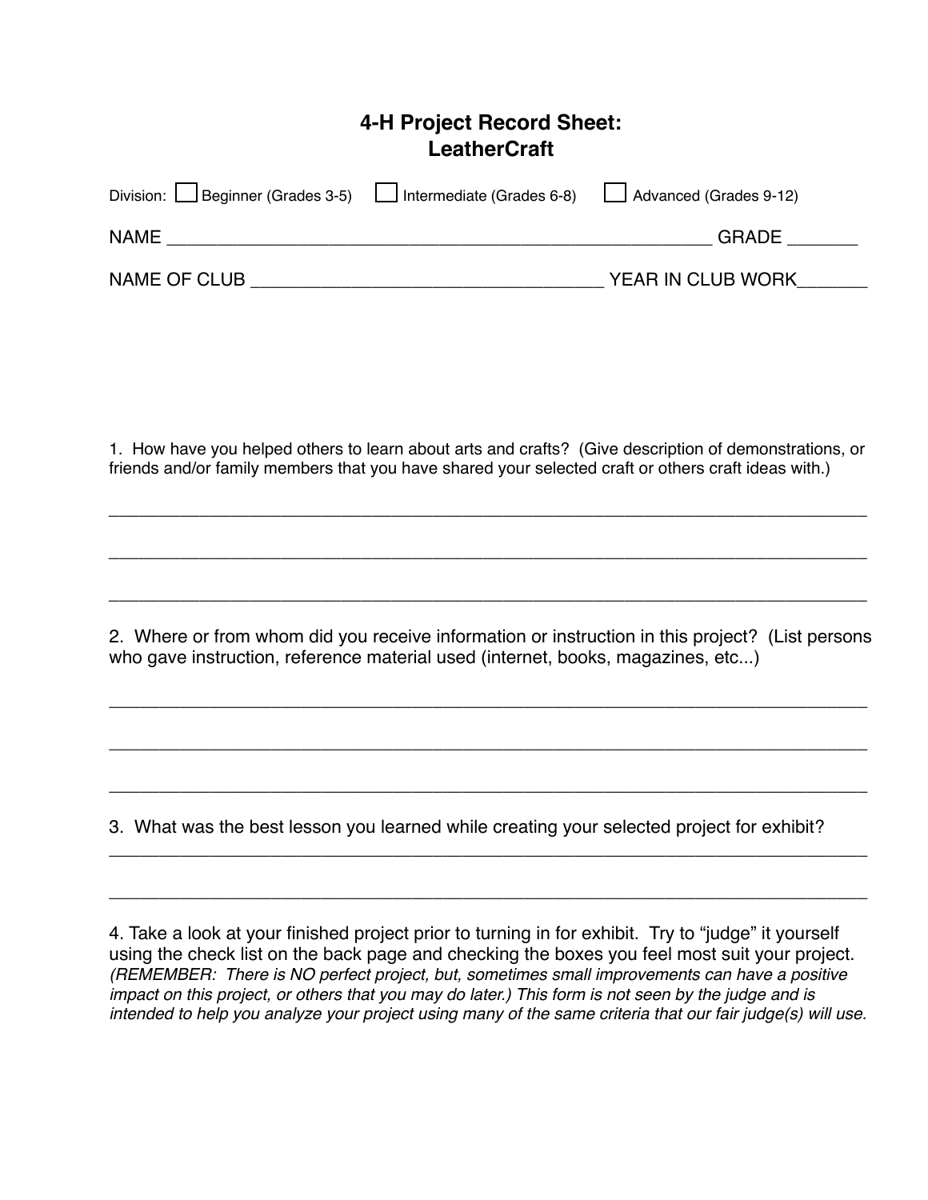# 4-H Project Record Sheet:
# LeatherCraft

Division: ☐ Beginner (Grades 3-5) ☐ Intermediate (Grades 6-8) ☐ Advanced (Grades 9-12)

NAME ________________________________________________________ GRADE _______

NAME OF CLUB ___________________________________ YEAR IN CLUB WORK_______

1. How have you helped others to learn about arts and crafts? (Give description of demonstrations, or friends and/or family members that you have shared your selected craft or others craft ideas with.)

___________________________________________________________________________

___________________________________________________________________________

___________________________________________________________________________

2. Where or from whom did you receive information or instruction in this project? (List persons who gave instruction, reference material used (internet, books, magazines, etc...)

___________________________________________________________________________

___________________________________________________________________________

___________________________________________________________________________

3. What was the best lesson you learned while creating your selected project for exhibit?

___________________________________________________________________________

___________________________________________________________________________

4. Take a look at your finished project prior to turning in for exhibit. Try to "judge" it yourself using the check list on the back page and checking the boxes you feel most suit your project. *(REMEMBER: There is NO perfect project, but, sometimes small improvements can have a positive impact on this project, or others that you may do later.) This form is not seen by the judge and is intended to help you analyze your project using many of the same criteria that our fair judge(s) will use.*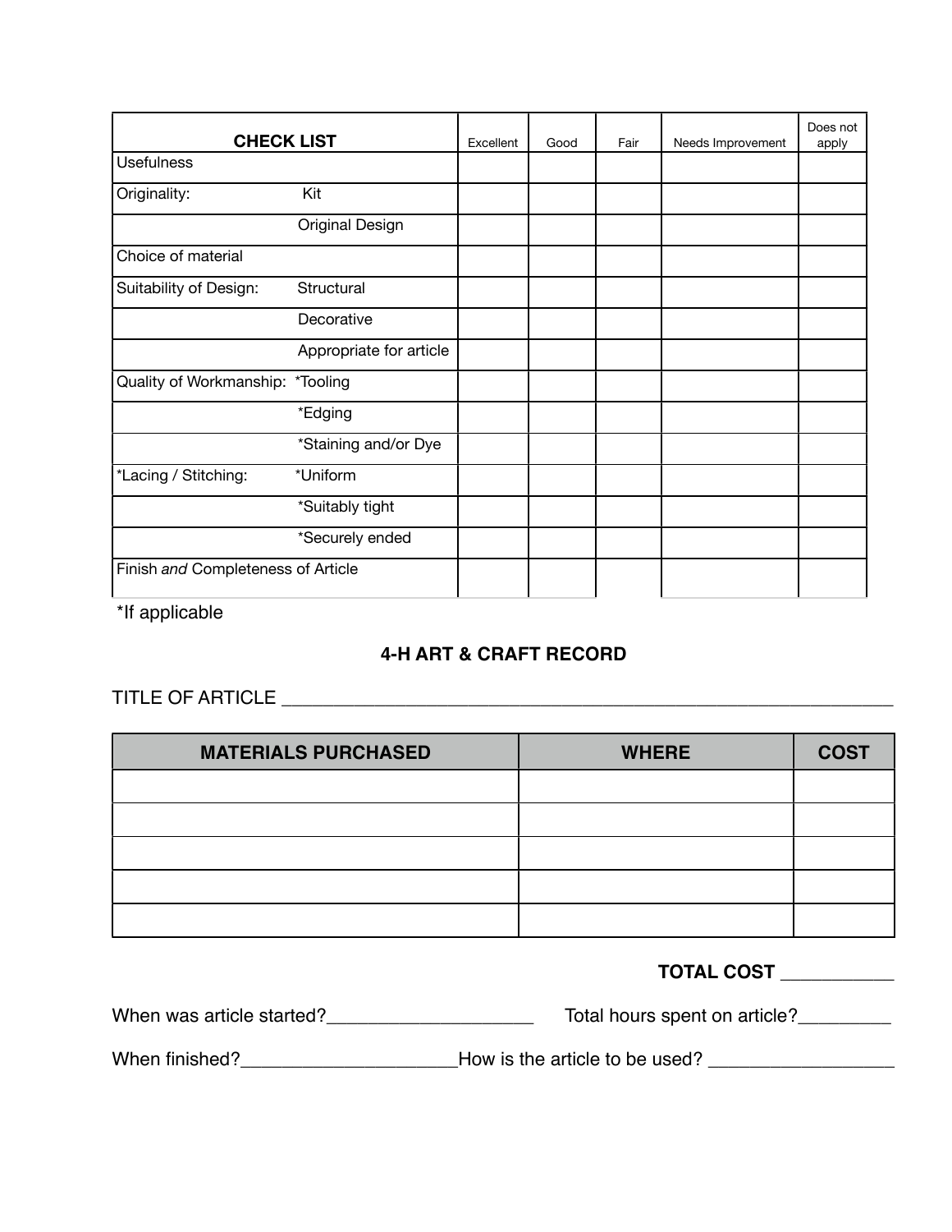| CHECK LIST | | Excellent | Good | Fair | Needs Improvement | Does not apply |
|---|---|---|---|---|---|---|
| Usefulness | | | | | | |
| Originality: | Kit | | | | | |
| | Original Design | | | | | |
| Choice of material | | | | | | |
| Suitability of Design: | Structural | | | | | |
| | Decorative | | | | | |
| | Appropriate for article | | | | | |
| Quality of Workmanship: | *Tooling | | | | | |
| | *Edging | | | | | |
| | *Staining and/or Dye | | | | | |
| *Lacing / Stitching: | *Uniform | | | | | |
| | *Suitably tight | | | | | |
| | *Securely ended | | | | | |
| Finish *and* Completeness of Article | | | | | | |

*If applicable

## 4-H ART & CRAFT RECORD

TITLE OF ARTICLE ____________________________________________________________

| MATERIALS PURCHASED | WHERE | COST |
|---|---|---|
| | | |
| | | |
| | | |
| | | |
| | | |

**TOTAL COST** ___________

When was article started?____________________ Total hours spent on article?_________

When finished?_____________________How is the article to be used? __________________